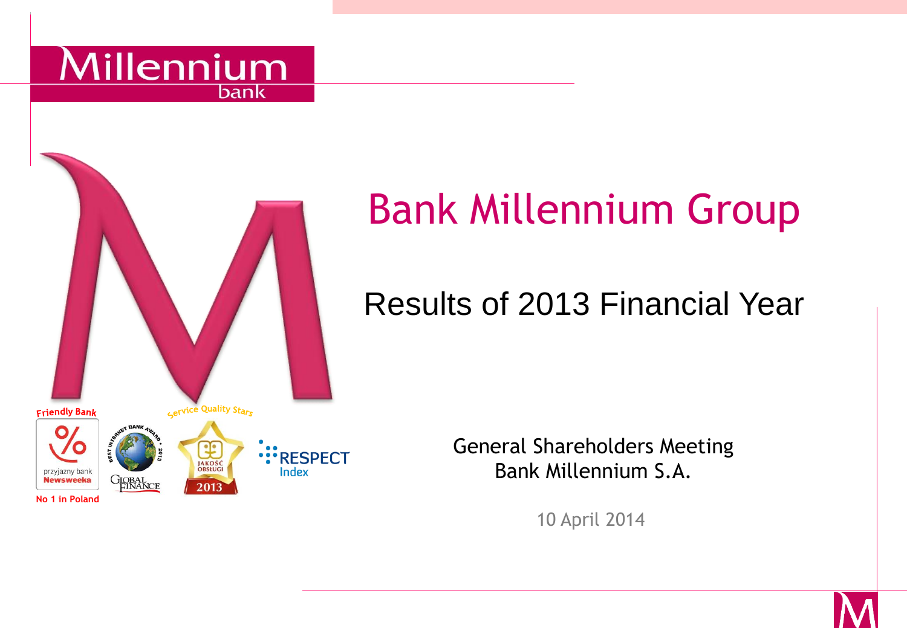# Bank Millennium Group

## Results of 2013 Financial Year

General Shareholders Meeting
Bank Millennium S.A.

10 April 2014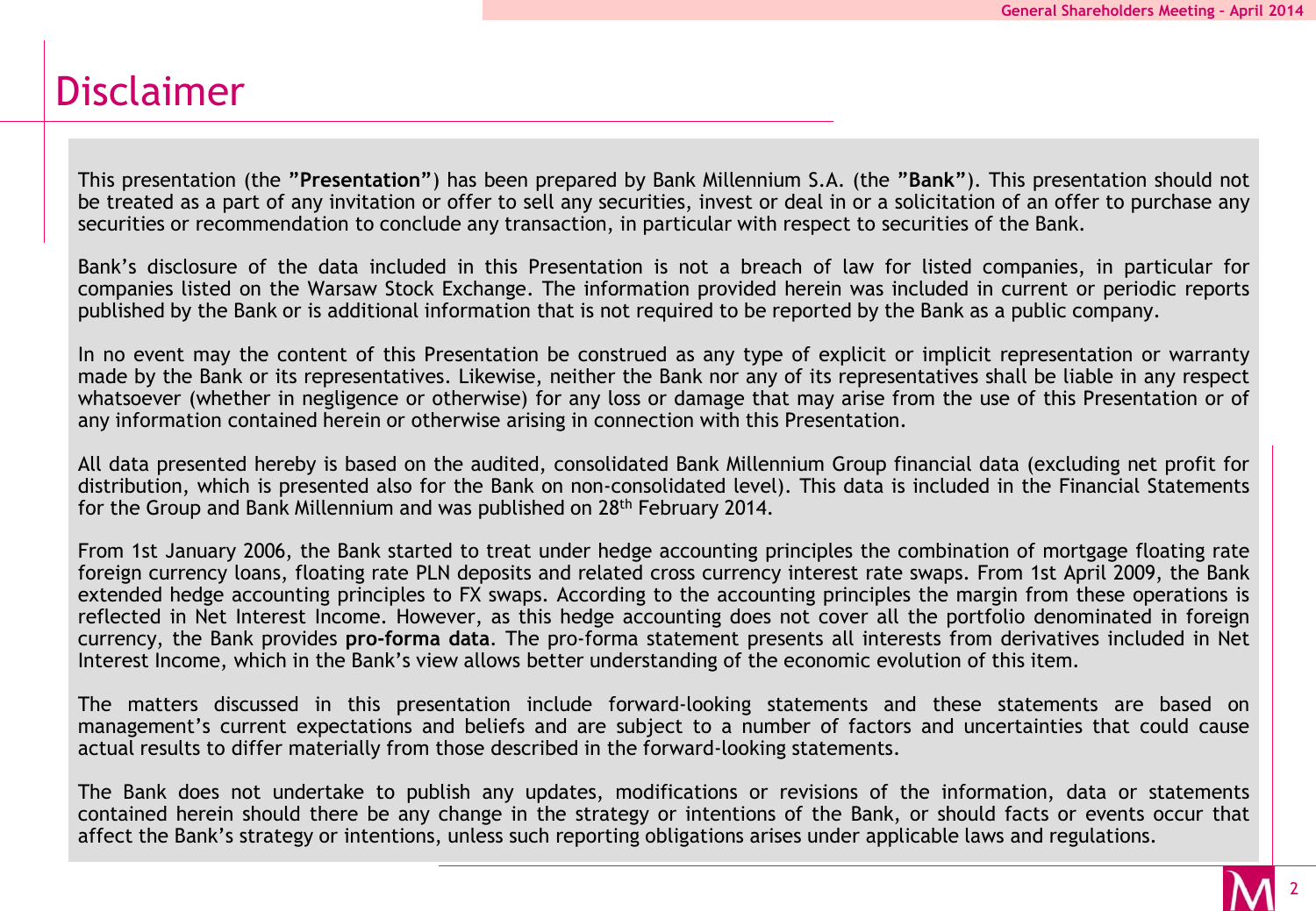# Disclaimer

This presentation (the **"Presentation"**) has been prepared by Bank Millennium S.A. (the **"Bank"**). This presentation should not be treated as a part of any invitation or offer to sell any securities, invest or deal in or a solicitation of an offer to purchase any securities or recommendation to conclude any transaction, in particular with respect to securities of the Bank.

Bank's disclosure of the data included in this Presentation is not a breach of law for listed companies, in particular for companies listed on the Warsaw Stock Exchange. The information provided herein was included in current or periodic reports published by the Bank or is additional information that is not required to be reported by the Bank as a public company.

In no event may the content of this Presentation be construed as any type of explicit or implicit representation or warranty made by the Bank or its representatives. Likewise, neither the Bank nor any of its representatives shall be liable in any respect whatsoever (whether in negligence or otherwise) for any loss or damage that may arise from the use of this Presentation or of any information contained herein or otherwise arising in connection with this Presentation.

All data presented hereby is based on the audited, consolidated Bank Millennium Group financial data (excluding net profit for distribution, which is presented also for the Bank on non-consolidated level). This data is included in the Financial Statements for the Group and Bank Millennium and was published on 28th February 2014.

From 1st January 2006, the Bank started to treat under hedge accounting principles the combination of mortgage floating rate foreign currency loans, floating rate PLN deposits and related cross currency interest rate swaps. From 1st April 2009, the Bank extended hedge accounting principles to FX swaps. According to the accounting principles the margin from these operations is reflected in Net Interest Income. However, as this hedge accounting does not cover all the portfolio denominated in foreign currency, the Bank provides **pro-forma data**. The pro-forma statement presents all interests from derivatives included in Net Interest Income, which in the Bank's view allows better understanding of the economic evolution of this item.

The matters discussed in this presentation include forward-looking statements and these statements are based on management's current expectations and beliefs and are subject to a number of factors and uncertainties that could cause actual results to differ materially from those described in the forward-looking statements.

The Bank does not undertake to publish any updates, modifications or revisions of the information, data or statements contained herein should there be any change in the strategy or intentions of the Bank, or should facts or events occur that affect the Bank's strategy or intentions, unless such reporting obligations arises under applicable laws and regulations.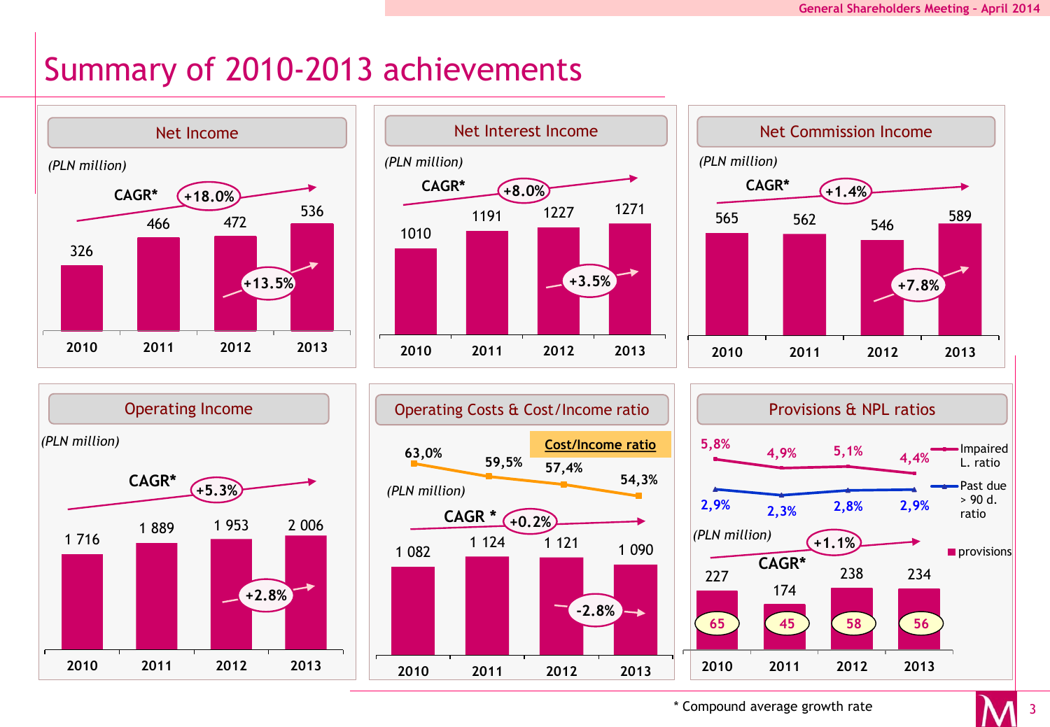# Summary of 2010-2013 achievements

## Net Income

*(PLN million)*

CAGR* +18.0%

| 2010 | 2011 | 2012 | 2013 |
|---|---|---|---|
| 326 | 466 | 472 | 536 |

2012–2013: +13.5%

## Net Interest Income

*(PLN million)*

CAGR* +8.0%

| 2010 | 2011 | 2012 | 2013 |
|---|---|---|---|
| 1010 | 1191 | 1227 | 1271 |

2012–2013: +3.5%

## Net Commission Income

*(PLN million)*

CAGR* +1.4%

| 2010 | 2011 | 2012 | 2013 |
|---|---|---|---|
| 565 | 562 | 546 | 589 |

2012–2013: +7.8%

## Operating Income

*(PLN million)*

CAGR* +5.3%

| 2010 | 2011 | 2012 | 2013 |
|---|---|---|---|
| 1 716 | 1 889 | 1 953 | 2 006 |

2012–2013: +2.8%

## Operating Costs & Cost/Income ratio

*(PLN million)*

CAGR * +0.2%

| | 2010 | 2011 | 2012 | 2013 |
|---|---|---|---|---|
| Operating costs | 1 082 | 1 124 | 1 121 | 1 090 |
| Cost/Income ratio | 63,0% | 59,5% | 57,4% | 54,3% |

2012–2013: -2.8%

## Provisions & NPL ratios

*(PLN million)*

CAGR* +1.1%

| | 2010 | 2011 | 2012 | 2013 |
|---|---|---|---|---|
| Impaired L. ratio | 5,8% | 4,9% | 5,1% | 4,4% |
| Past due > 90 d. ratio | 2,9% | 2,3% | 2,8% | 2,9% |
| provisions | 227 | 174 | 238 | 234 |
| | 65 | 45 | 58 | 56 |

\* Compound average growth rate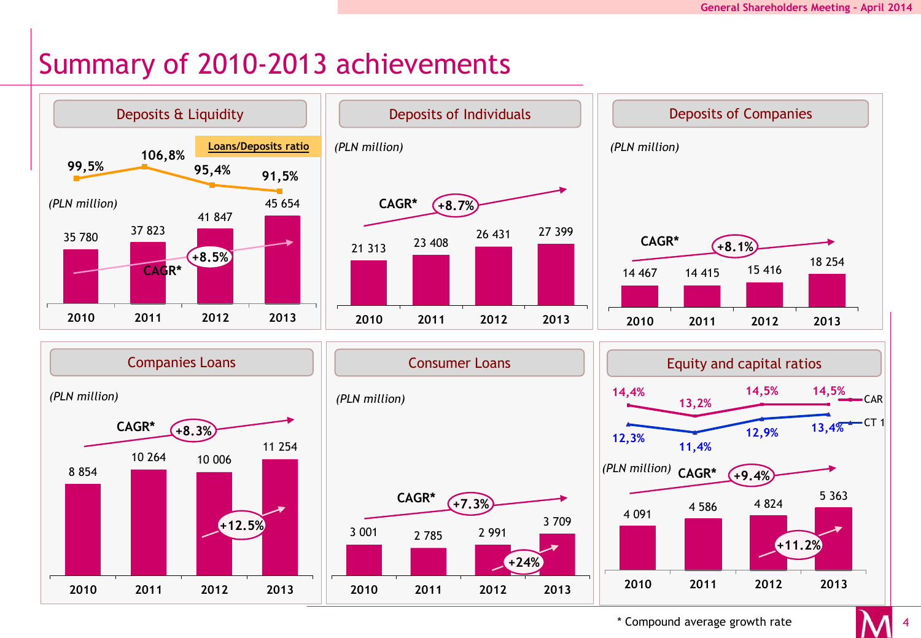# Summary of 2010-2013 achievements

## Deposits & Liquidity

*(PLN million)*

| | 2010 | 2011 | 2012 | 2013 |
|---|---|---|---|---|
| Deposits | 35 780 | 37 823 | 41 847 | 45 654 |
| Loans/Deposits ratio | 99,5% | 106,8% | 95,4% | 91,5% |

CAGR* +8.5%

## Deposits of Individuals

*(PLN million)*

| 2010 | 2011 | 2012 | 2013 |
|---|---|---|---|
| 21 313 | 23 408 | 26 431 | 27 399 |

CAGR* +8.7%

## Deposits of Companies

*(PLN million)*

| 2010 | 2011 | 2012 | 2013 |
|---|---|---|---|
| 14 467 | 14 415 | 15 416 | 18 254 |

CAGR* +8.1%

## Companies Loans

*(PLN million)*

| 2010 | 2011 | 2012 | 2013 |
|---|---|---|---|
| 8 854 | 10 264 | 10 006 | 11 254 |

CAGR* +8.3%

+12.5% (2012–2013)

## Consumer Loans

*(PLN million)*

| 2010 | 2011 | 2012 | 2013 |
|---|---|---|---|
| 3 001 | 2 785 | 2 991 | 3 709 |

CAGR* +7.3%

+24% (2012–2013)

## Equity and capital ratios

| | 2010 | 2011 | 2012 | 2013 |
|---|---|---|---|---|
| CAR | 14,4% | 13,2% | 14,5% | 14,5% |
| CT 1 | 12,3% | 11,4% | 12,9% | 13,4% |
| Equity *(PLN million)* | 4 091 | 4 586 | 4 824 | 5 363 |

CAGR* +9.4%

+11.2% (2012–2013)

\* Compound average growth rate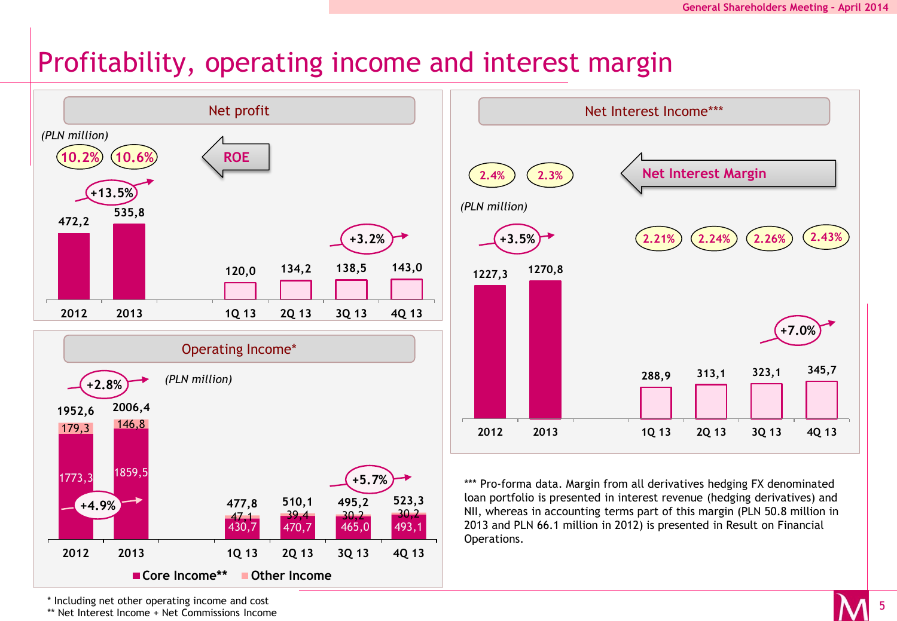# Profitability, operating income and interest margin

## Net profit

*(PLN million)*

| | 2012 | 2013 | 1Q 13 | 2Q 13 | 3Q 13 | 4Q 13 |
|---|---|---|---|---|---|---|
| Net profit | 472,2 | 535,8 | 120,0 | 134,2 | 138,5 | 143,0 |
| ROE | 10.2% | 10.6% | | | | |

+13.5% (2013 vs 2012); +3.2% (4Q 13 vs 3Q 13)

## Operating Income*

*(PLN million)*

| | 2012 | 2013 | 1Q 13 | 2Q 13 | 3Q 13 | 4Q 13 |
|---|---|---|---|---|---|---|
| Operating Income | 1952,6 | 2006,4 | 477,8 | 510,1 | 495,2 | 523,3 |
| Core Income** | 1773,3 | 1859,5 | 430,7 | 470,7 | 465,0 | 493,1 |
| Other Income | 179,3 | 146,8 | 47,1 | 39,4 | 30,2 | 30,2 |

+2.8% (Operating Income 2013 vs 2012); +4.9% (Core Income 2013 vs 2012); +5.7% (4Q 13 vs 3Q 13)

## Net Interest Income***

*(PLN million)*

| | 2012 | 2013 | 1Q 13 | 2Q 13 | 3Q 13 | 4Q 13 |
|---|---|---|---|---|---|---|
| Net Interest Income | 1227,3 | 1270,8 | 288,9 | 313,1 | 323,1 | 345,7 |
| Net Interest Margin | 2.4% | 2.3% | 2.21% | 2.24% | 2.26% | 2.43% |

+3.5% (2013 vs 2012); +7.0% (4Q 13 vs 3Q 13)

*** Pro-forma data. Margin from all derivatives hedging FX denominated loan portfolio is presented in interest revenue (hedging derivatives) and NII, whereas in accounting terms part of this margin (PLN 50.8 million in 2013 and PLN 66.1 million in 2012) is presented in Result on Financial Operations.

* Including net other operating income and cost

** Net Interest Income + Net Commissions Income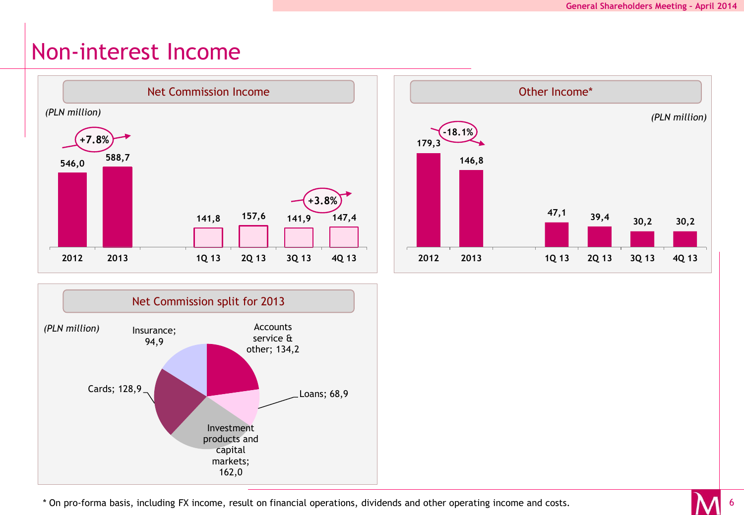# Non-interest Income

## Net Commission Income

*(PLN million)*

| | 2012 | 2013 | 1Q 13 | 2Q 13 | 3Q 13 | 4Q 13 |
|---|---|---|---|---|---|---|
| Net Commission Income | 546,0 | 588,7 | 141,8 | 157,6 | 141,9 | 147,4 |

+7.8% (2013 vs 2012)

+3.8% (4Q 13 vs 3Q 13)

## Other Income*

*(PLN million)*

| | 2012 | 2013 | 1Q 13 | 2Q 13 | 3Q 13 | 4Q 13 |
|---|---|---|---|---|---|---|
| Other Income* | 179,3 | 146,8 | 47,1 | 39,4 | 30,2 | 30,2 |

-18.1% (2013 vs 2012)

## Net Commission split for 2013

*(PLN million)*

| Category | Value |
|---|---|
| Accounts service & other | 134,2 |
| Loans | 68,9 |
| Investment products and capital markets | 162,0 |
| Cards | 128,9 |
| Insurance | 94,9 |

\* On pro-forma basis, including FX income, result on financial operations, dividends and other operating income and costs.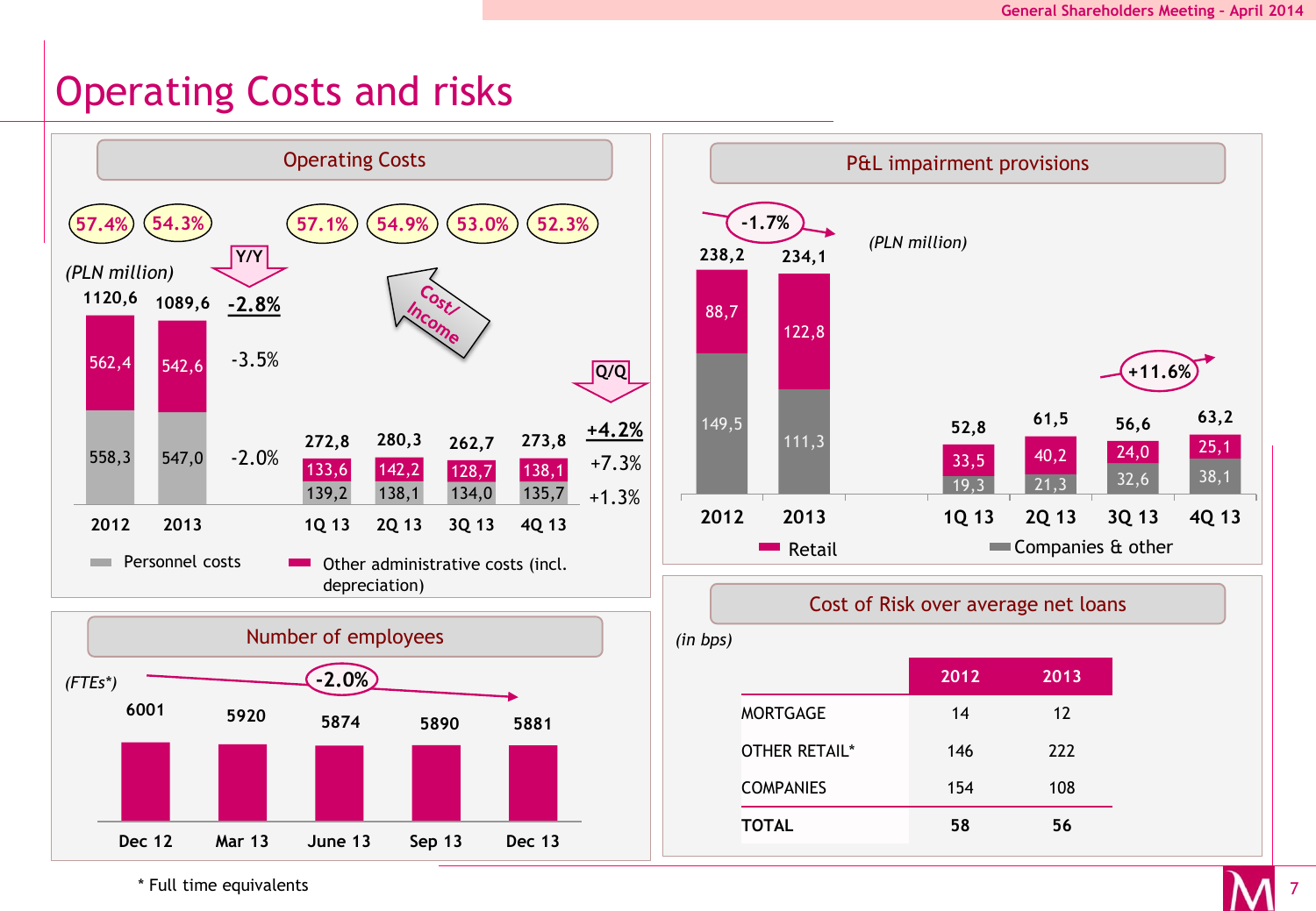# Operating Costs and risks

## Operating Costs

*(PLN million)*

| | 2012 | 2013 | Y/Y | 1Q 13 | 2Q 13 | 3Q 13 | 4Q 13 | Q/Q |
|---|---|---|---|---|---|---|---|---|
| Cost/Income | 57.4% | 54.3% | | 57.1% | 54.9% | 53.0% | 52.3% | |
| Total | 1120,6 | 1089,6 | -2.8% | 272,8 | 280,3 | 262,7 | 273,8 | +4.2% |
| Other administrative costs (incl. depreciation) | 562,4 | 542,6 | -3.5% | 133,6 | 142,2 | 128,7 | 138,1 | +7.3% |
| Personnel costs | 558,3 | 547,0 | -2.0% | 139,2 | 138,1 | 134,0 | 135,7 | +1.3% |

## Number of employees

*(FTEs*)*

| Dec 12 | Mar 13 | June 13 | Sep 13 | Dec 13 |
|---|---|---|---|---|
| 6001 | 5920 | 5874 | 5890 | 5881 |

Change Dec 12 – Dec 13: -2.0%

## P&L impairment provisions

*(PLN million)*

| | 2012 | 2013 | 1Q 13 | 2Q 13 | 3Q 13 | 4Q 13 |
|---|---|---|---|---|---|---|
| Total | 238,2 | 234,1 | 52,8 | 61,5 | 56,6 | 63,2 |
| Retail | 88,7 | 122,8 | 33,5 | 40,2 | 24,0 | 25,1 |
| Companies & other | 149,5 | 111,3 | 19,3 | 21,3 | 32,6 | 38,1 |

2012 → 2013: -1.7%; 3Q 13 → 4Q 13: +11.6%

## Cost of Risk over average net loans

*(in bps)*

| | 2012 | 2013 |
|---|---|---|
| MORTGAGE | 14 | 12 |
| OTHER RETAIL* | 146 | 222 |
| COMPANIES | 154 | 108 |
| **TOTAL** | **58** | **56** |

\* Full time equivalents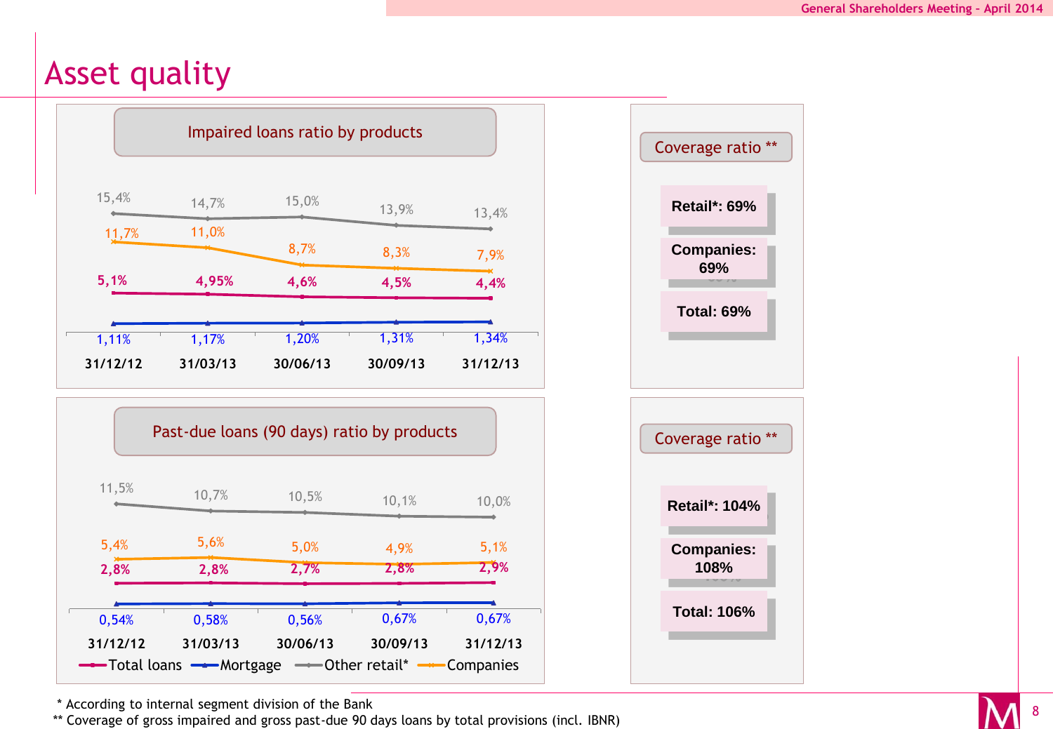# Asset quality

## Impaired loans ratio by products

| | 31/12/12 | 31/03/13 | 30/06/13 | 30/09/13 | 31/12/13 |
|---|---|---|---|---|---|
| Other retail* | 15,4% | 14,7% | 15,0% | 13,9% | 13,4% |
| Companies | 11,7% | 11,0% | 8,7% | 8,3% | 7,9% |
| Total loans | 5,1% | 4,95% | 4,6% | 4,5% | 4,4% |
| Mortgage | 1,11% | 1,17% | 1,20% | 1,31% | 1,34% |

### Coverage ratio **

- Retail*: 69%
- Companies: 69%
- Total: 69%

## Past-due loans (90 days) ratio by products

| | 31/12/12 | 31/03/13 | 30/06/13 | 30/09/13 | 31/12/13 |
|---|---|---|---|---|---|
| Other retail* | 11,5% | 10,7% | 10,5% | 10,1% | 10,0% |
| Companies | 5,4% | 5,6% | 5,0% | 4,9% | 5,1% |
| Total loans | 2,8% | 2,8% | 2,7% | 2,8% | 2,9% |
| Mortgage | 0,54% | 0,58% | 0,56% | 0,67% | 0,67% |

### Coverage ratio **

- Retail*: 104%
- Companies: 108%
- Total: 106%

\* According to internal segment division of the Bank

\*\* Coverage of gross impaired and gross past-due 90 days loans by total provisions (incl. IBNR)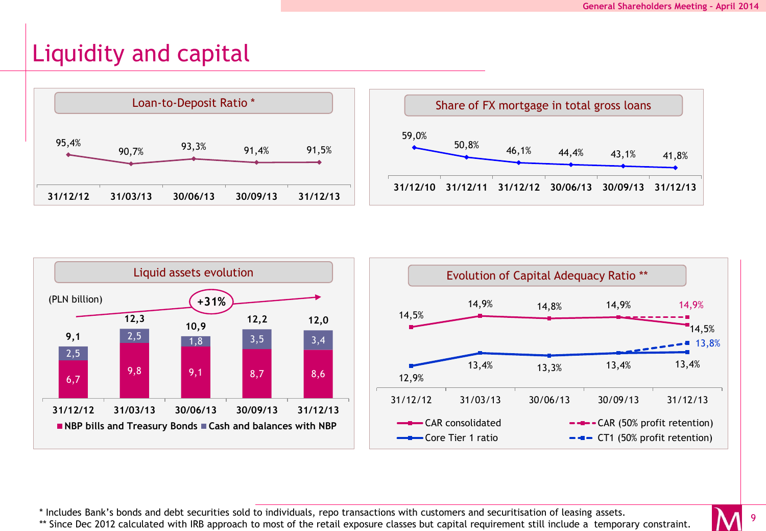# Liquidity and capital

## Loan-to-Deposit Ratio *

| 31/12/12 | 31/03/13 | 30/06/13 | 30/09/13 | 31/12/13 |
|---|---|---|---|---|
| 95,4% | 90,7% | 93,3% | 91,4% | 91,5% |

## Share of FX mortgage in total gross loans

| 31/12/10 | 31/12/11 | 31/12/12 | 30/06/13 | 30/09/13 | 31/12/13 |
|---|---|---|---|---|---|
| 59,0% | 50,8% | 46,1% | 44,4% | 43,1% | 41,8% |

## Liquid assets evolution

(PLN billion) +31%

| | 31/12/12 | 31/03/13 | 30/06/13 | 30/09/13 | 31/12/13 |
|---|---|---|---|---|---|
| NBP bills and Treasury Bonds | 6,7 | 9,8 | 9,1 | 8,7 | 8,6 |
| Cash and balances with NBP | 2,5 | 2,5 | 1,8 | 3,5 | 3,4 |
| Total | 9,1 | 12,3 | 10,9 | 12,2 | 12,0 |

## Evolution of Capital Adequacy Ratio **

| | 31/12/12 | 31/03/13 | 30/06/13 | 30/09/13 | 31/12/13 |
|---|---|---|---|---|---|
| CAR consolidated | 14,5% | 14,9% | 14,8% | 14,9% | 14,5% |
| CAR (50% profit retention) | | | | | 14,9% |
| Core Tier 1 ratio | 12,9% | 13,4% | 13,3% | 13,4% | 13,4% |
| CT1 (50% profit retention) | | | | | 13,8% |

\* Includes Bank's bonds and debt securities sold to individuals, repo transactions with customers and securitisation of leasing assets.
\*\* Since Dec 2012 calculated with IRB approach to most of the retail exposure classes but capital requirement still include a temporary constraint.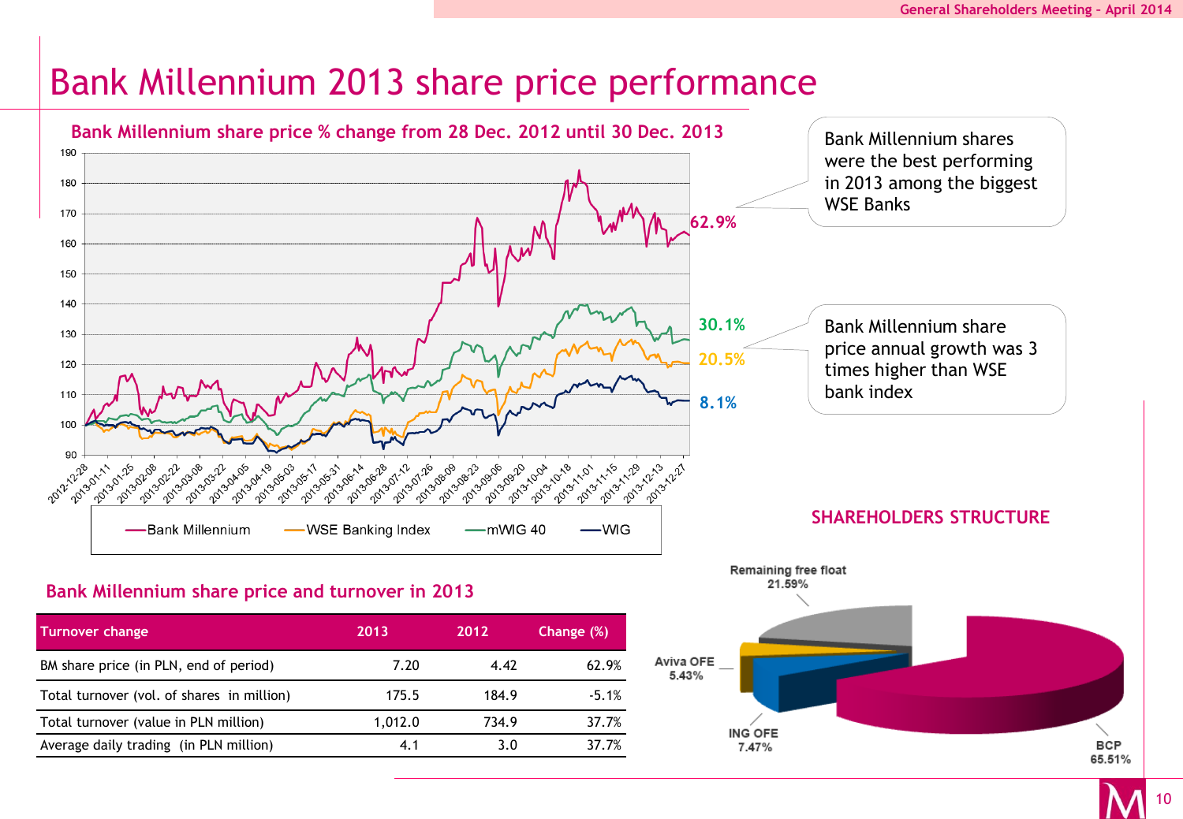# Bank Millennium 2013 share price performance

## Bank Millennium share price % change from 28 Dec. 2012 until 30 Dec. 2013

Bank Millennium 62.9% | mWIG 40 30.1% | WSE Banking Index 20.5% | WIG 8.1%

Bank Millennium shares were the best performing in 2013 among the biggest WSE Banks

Bank Millennium share price annual growth was 3 times higher than WSE bank index

## Bank Millennium share price and turnover in 2013

| Turnover change | 2013 | 2012 | Change (%) |
|---|---|---|---|
| BM share price (in PLN, end of period) | 7.20 | 4.42 | 62.9% |
| Total turnover (vol. of shares in million) | 175.5 | 184.9 | -5.1% |
| Total turnover (value in PLN million) | 1,012.0 | 734.9 | 37.7% |
| Average daily trading (in PLN million) | 4.1 | 3.0 | 37.7% |

## SHAREHOLDERS STRUCTURE

- BCP 65.51%
- Remaining free float 21.59%
- ING OFE 7.47%
- Aviva OFE 5.43%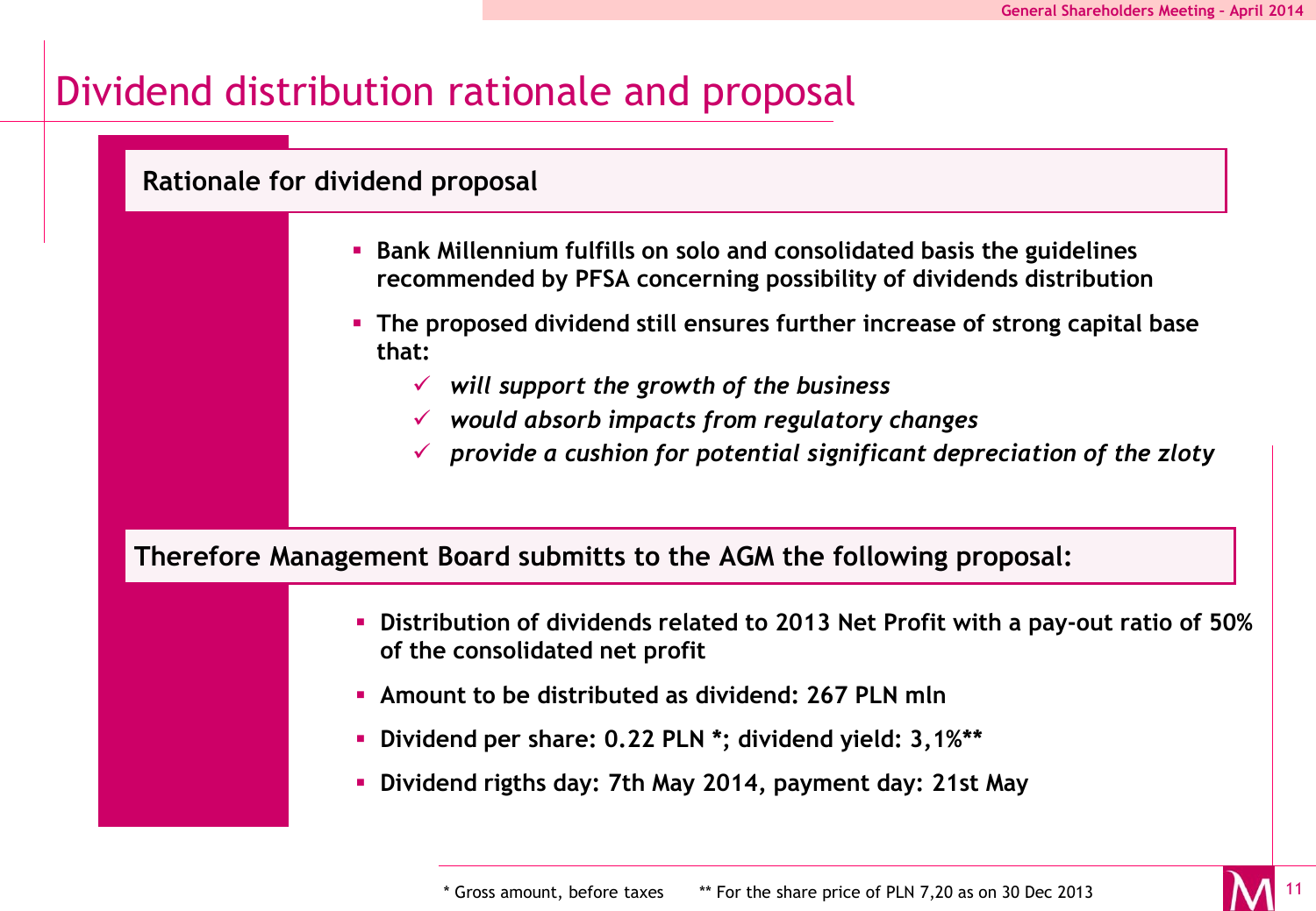# Dividend distribution rationale and proposal

## Rationale for dividend proposal

- **Bank Millennium fulfills on solo and consolidated basis the guidelines recommended by PFSA concerning possibility of dividends distribution**
- **The proposed dividend still ensures further increase of strong capital base that:**
  - ✓ ***will support the growth of the business***
  - ✓ ***would absorb impacts from regulatory changes***
  - ✓ ***provide a cushion for potential significant depreciation of the zloty***

## Therefore Management Board submitts to the AGM the following proposal:

- **Distribution of dividends related to 2013 Net Profit with a pay-out ratio of 50% of the consolidated net profit**
- **Amount to be distributed as dividend: 267 PLN mln**
- **Dividend per share: 0.22 PLN *; dividend yield: 3,1%****
- **Dividend rigths day: 7th May 2014, payment day: 21st May**

\* Gross amount, before taxes    ** For the share price of PLN 7,20 as on 30 Dec 2013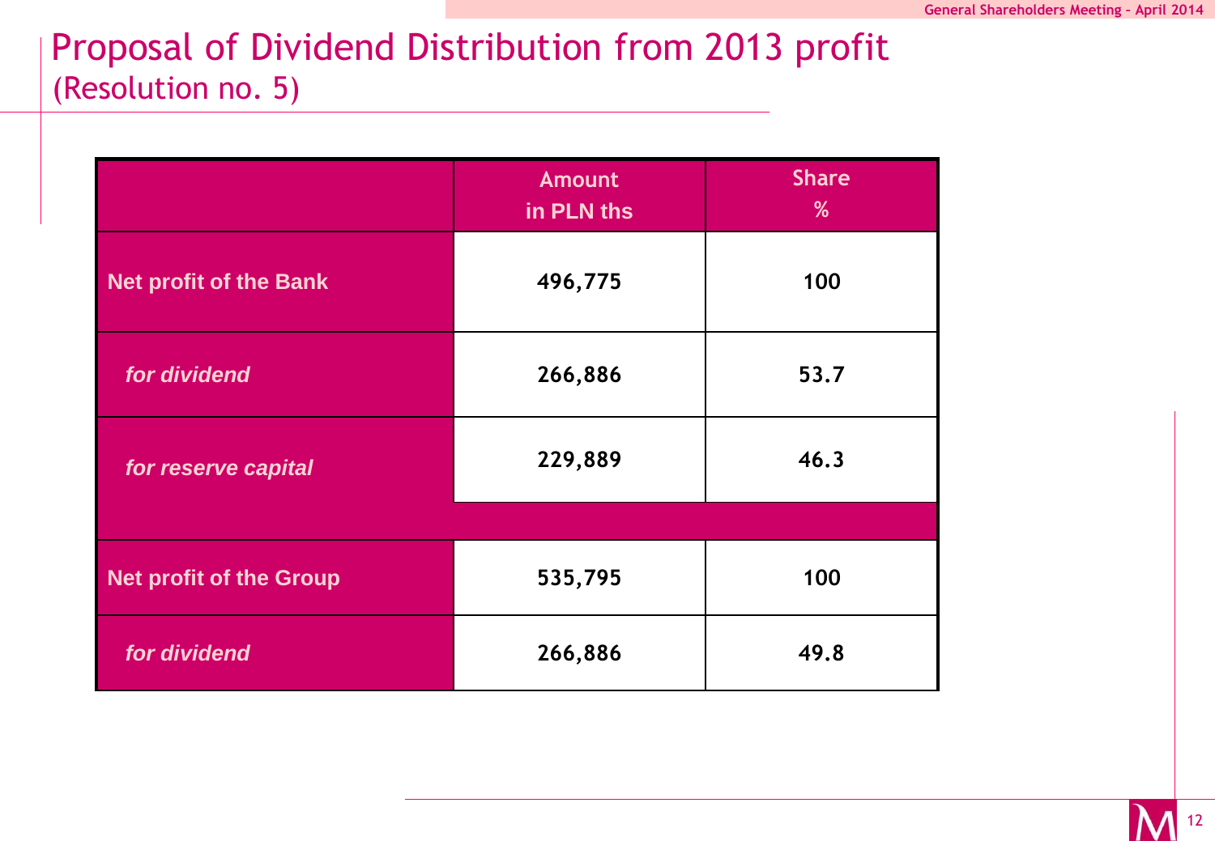# Proposal of Dividend Distribution from 2013 profit
## (Resolution no. 5)

| | Amount in PLN ths | Share % |
|---|---|---|
| **Net profit of the Bank** | 496,775 | 100 |
| *for dividend* | 266,886 | 53.7 |
| *for reserve capital* | 229,889 | 46.3 |
| | | |
| **Net profit of the Group** | 535,795 | 100 |
| *for dividend* | 266,886 | 49.8 |